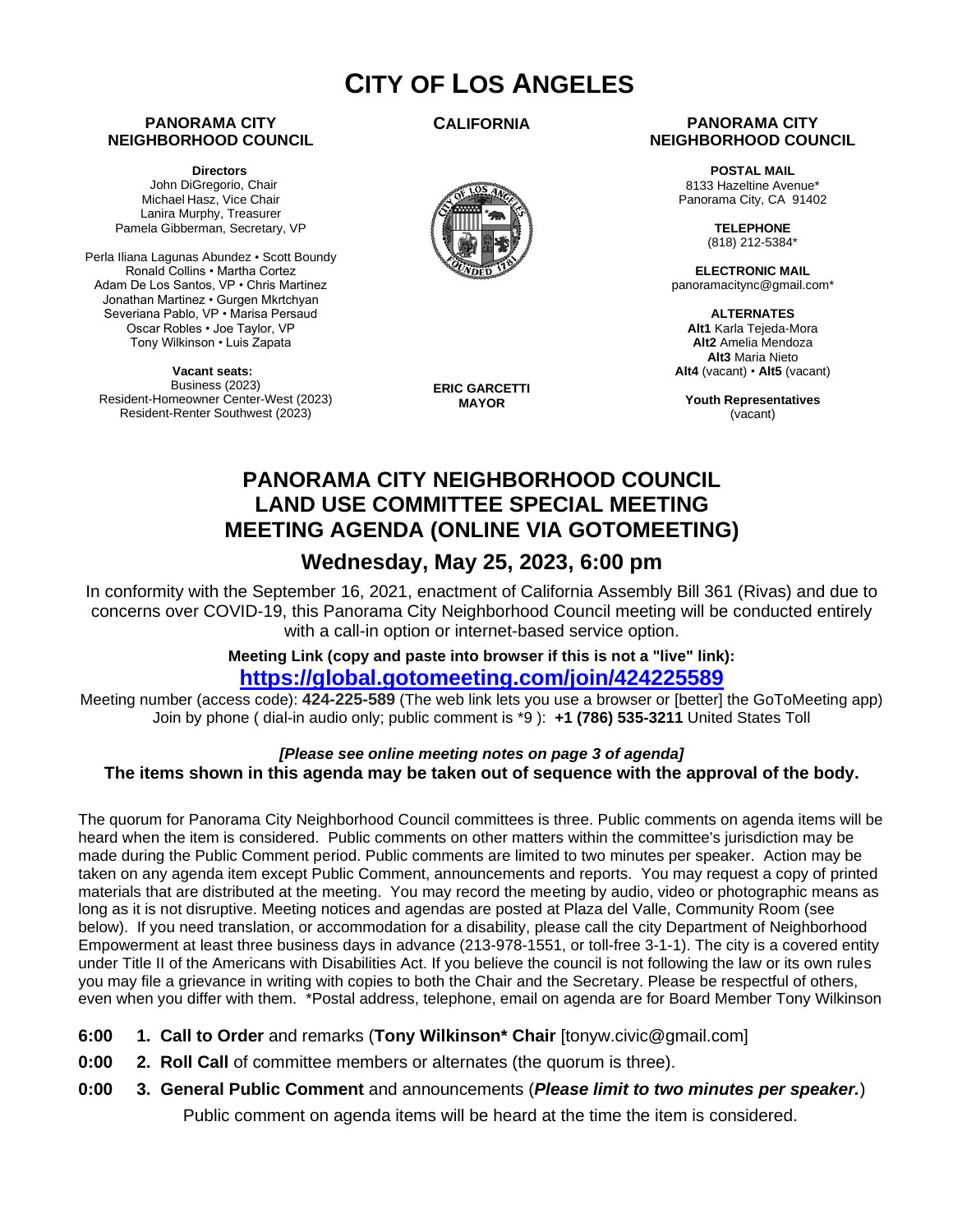# CITY OF LOS ANGELES

**PANORAMA CITY NEIGHBORHOOD COUNCIL**

**Directors**
John DiGregorio, Chair
Michael Hasz, Vice Chair
Lanira Murphy, Treasurer
Pamela Gibberman, Secretary, VP

Perla Iliana Lagunas Abundez • Scott Boundy
Ronald Collins • Martha Cortez
Adam De Los Santos, VP • Chris Martinez
Jonathan Martinez • Gurgen Mkrtchyan
Severiana Pablo, VP • Marisa Persaud
Oscar Robles • Joe Taylor, VP
Tony Wilkinson • Luis Zapata

**Vacant seats:**
Business (2023)
Resident-Homeowner Center-West (2023)
Resident-Renter Southwest (2023)

**CALIFORNIA**

**ERIC GARCETTI**
**MAYOR**

**PANORAMA CITY NEIGHBORHOOD COUNCIL**

**POSTAL MAIL**
8133 Hazeltine Avenue*
Panorama City, CA 91402

**TELEPHONE**
(818) 212-5384*

**ELECTRONIC MAIL**
panoramacitync@gmail.com*

**ALTERNATES**
**Alt1** Karla Tejeda-Mora
**Alt2** Amelia Mendoza
**Alt3** Maria Nieto
**Alt4** (vacant) • **Alt5** (vacant)

**Youth Representatives**
(vacant)

## PANORAMA CITY NEIGHBORHOOD COUNCIL LAND USE COMMITTEE SPECIAL MEETING MEETING AGENDA (ONLINE VIA GOTOMEETING)

### Wednesday, May 25, 2023, 6:00 pm

In conformity with the September 16, 2021, enactment of California Assembly Bill 361 (Rivas) and due to concerns over COVID-19, this Panorama City Neighborhood Council meeting will be conducted entirely with a call-in option or internet-based service option.

**Meeting Link (copy and paste into browser if this is not a "live" link):**
**https://global.gotomeeting.com/join/424225589**

Meeting number (access code): **424-225-589** (The web link lets you use a browser or [better] the GoToMeeting app)
Join by phone ( dial-in audio only; public comment is *9 ): **+1 (786) 535-3211** United States Toll

***[Please see online meeting notes on page 3 of agenda]***
**The items shown in this agenda may be taken out of sequence with the approval of the body.**

The quorum for Panorama City Neighborhood Council committees is three. Public comments on agenda items will be heard when the item is considered. Public comments on other matters within the committee's jurisdiction may be made during the Public Comment period. Public comments are limited to two minutes per speaker. Action may be taken on any agenda item except Public Comment, announcements and reports. You may request a copy of printed materials that are distributed at the meeting. You may record the meeting by audio, video or photographic means as long as it is not disruptive. Meeting notices and agendas are posted at Plaza del Valle, Community Room (see below). If you need translation, or accommodation for a disability, please call the city Department of Neighborhood Empowerment at least three business days in advance (213-978-1551, or toll-free 3-1-1). The city is a covered entity under Title II of the Americans with Disabilities Act. If you believe the council is not following the law or its own rules you may file a grievance in writing with copies to both the Chair and the Secretary. Please be respectful of others, even when you differ with them. *Postal address, telephone, email on agenda are for Board Member Tony Wilkinson

**6:00** **1. Call to Order** and remarks (**Tony Wilkinson* Chair** [tonyw.civic@gmail.com]

**0:00** **2. Roll Call** of committee members or alternates (the quorum is three).

**0:00** **3. General Public Comment** and announcements (***Please limit to two minutes per speaker.***)
Public comment on agenda items will be heard at the time the item is considered.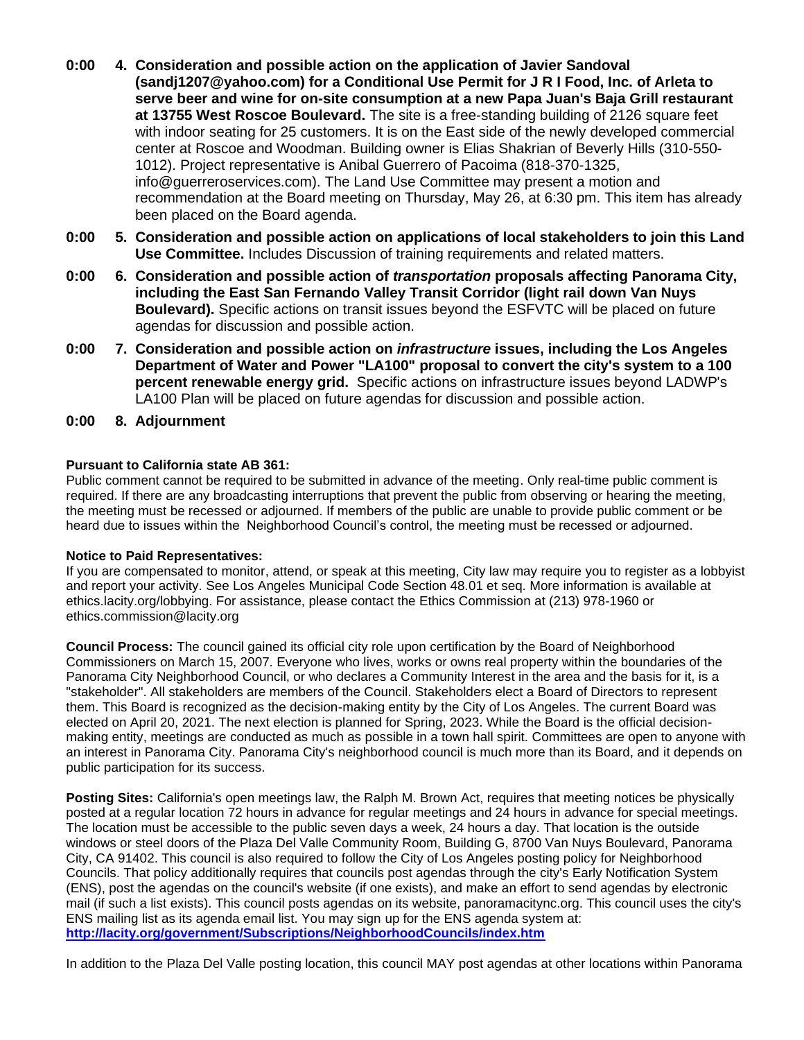**0:00 4. Consideration and possible action on the application of Javier Sandoval (sandj1207@yahoo.com) for a Conditional Use Permit for J R I Food, Inc. of Arleta to serve beer and wine for on-site consumption at a new Papa Juan's Baja Grill restaurant at 13755 West Roscoe Boulevard.** The site is a free-standing building of 2126 square feet with indoor seating for 25 customers. It is on the East side of the newly developed commercial center at Roscoe and Woodman. Building owner is Elias Shakrian of Beverly Hills (310-550-1012). Project representative is Anibal Guerrero of Pacoima (818-370-1325, info@guerreroservices.com). The Land Use Committee may present a motion and recommendation at the Board meeting on Thursday, May 26, at 6:30 pm. This item has already been placed on the Board agenda.

**0:00 5. Consideration and possible action on applications of local stakeholders to join this Land Use Committee.** Includes Discussion of training requirements and related matters.

**0:00 6. Consideration and possible action of *transportation* proposals affecting Panorama City, including the East San Fernando Valley Transit Corridor (light rail down Van Nuys Boulevard).** Specific actions on transit issues beyond the ESFVTC will be placed on future agendas for discussion and possible action.

**0:00 7. Consideration and possible action on *infrastructure* issues, including the Los Angeles Department of Water and Power "LA100" proposal to convert the city's system to a 100 percent renewable energy grid.** Specific actions on infrastructure issues beyond LADWP's LA100 Plan will be placed on future agendas for discussion and possible action.

**0:00 8. Adjournment**

**Pursuant to California state AB 361:**
Public comment cannot be required to be submitted in advance of the meeting. Only real-time public comment is required. If there are any broadcasting interruptions that prevent the public from observing or hearing the meeting, the meeting must be recessed or adjourned. If members of the public are unable to provide public comment or be heard due to issues within the Neighborhood Council's control, the meeting must be recessed or adjourned.

**Notice to Paid Representatives:**
If you are compensated to monitor, attend, or speak at this meeting, City law may require you to register as a lobbyist and report your activity. See Los Angeles Municipal Code Section 48.01 et seq. More information is available at ethics.lacity.org/lobbying. For assistance, please contact the Ethics Commission at (213) 978-1960 or ethics.commission@lacity.org

**Council Process:** The council gained its official city role upon certification by the Board of Neighborhood Commissioners on March 15, 2007. Everyone who lives, works or owns real property within the boundaries of the Panorama City Neighborhood Council, or who declares a Community Interest in the area and the basis for it, is a "stakeholder". All stakeholders are members of the Council. Stakeholders elect a Board of Directors to represent them. This Board is recognized as the decision-making entity by the City of Los Angeles. The current Board was elected on April 20, 2021. The next election is planned for Spring, 2023. While the Board is the official decision-making entity, meetings are conducted as much as possible in a town hall spirit. Committees are open to anyone with an interest in Panorama City. Panorama City's neighborhood council is much more than its Board, and it depends on public participation for its success.

**Posting Sites:** California's open meetings law, the Ralph M. Brown Act, requires that meeting notices be physically posted at a regular location 72 hours in advance for regular meetings and 24 hours in advance for special meetings. The location must be accessible to the public seven days a week, 24 hours a day. That location is the outside windows or steel doors of the Plaza Del Valle Community Room, Building G, 8700 Van Nuys Boulevard, Panorama City, CA 91402. This council is also required to follow the City of Los Angeles posting policy for Neighborhood Councils. That policy additionally requires that councils post agendas through the city's Early Notification System (ENS), post the agendas on the council's website (if one exists), and make an effort to send agendas by electronic mail (if such a list exists). This council posts agendas on its website, panoramacitync.org. This council uses the city's ENS mailing list as its agenda email list. You may sign up for the ENS agenda system at: **http://lacity.org/government/Subscriptions/NeighborhoodCouncils/index.htm**

In addition to the Plaza Del Valle posting location, this council MAY post agendas at other locations within Panorama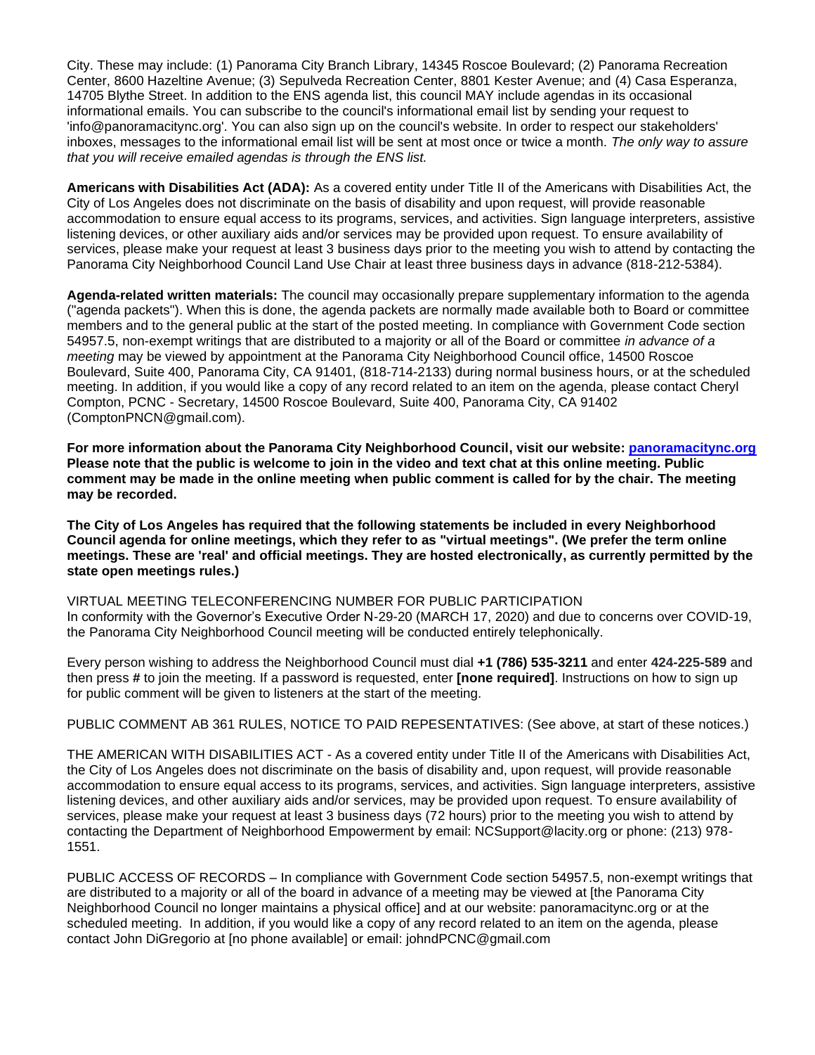City. These may include: (1) Panorama City Branch Library, 14345 Roscoe Boulevard; (2) Panorama Recreation Center, 8600 Hazeltine Avenue; (3) Sepulveda Recreation Center, 8801 Kester Avenue; and (4) Casa Esperanza, 14705 Blythe Street. In addition to the ENS agenda list, this council MAY include agendas in its occasional informational emails. You can subscribe to the council's informational email list by sending your request to 'info@panoramacitync.org'. You can also sign up on the council's website. In order to respect our stakeholders' inboxes, messages to the informational email list will be sent at most once or twice a month. *The only way to assure that you will receive emailed agendas is through the ENS list.*

**Americans with Disabilities Act (ADA):** As a covered entity under Title II of the Americans with Disabilities Act, the City of Los Angeles does not discriminate on the basis of disability and upon request, will provide reasonable accommodation to ensure equal access to its programs, services, and activities. Sign language interpreters, assistive listening devices, or other auxiliary aids and/or services may be provided upon request. To ensure availability of services, please make your request at least 3 business days prior to the meeting you wish to attend by contacting the Panorama City Neighborhood Council Land Use Chair at least three business days in advance (818-212-5384).

**Agenda-related written materials:** The council may occasionally prepare supplementary information to the agenda ("agenda packets"). When this is done, the agenda packets are normally made available both to Board or committee members and to the general public at the start of the posted meeting. In compliance with Government Code section 54957.5, non-exempt writings that are distributed to a majority or all of the Board or committee *in advance of a meeting* may be viewed by appointment at the Panorama City Neighborhood Council office, 14500 Roscoe Boulevard, Suite 400, Panorama City, CA 91401, (818-714-2133) during normal business hours, or at the scheduled meeting. In addition, if you would like a copy of any record related to an item on the agenda, please contact Cheryl Compton, PCNC - Secretary, 14500 Roscoe Boulevard, Suite 400, Panorama City, CA 91402 (ComptonPNCN@gmail.com).

**For more information about the Panorama City Neighborhood Council, visit our website: [panoramacitync.org](http://panoramacitync.org)**
**Please note that the public is welcome to join in the video and text chat at this online meeting. Public comment may be made in the online meeting when public comment is called for by the chair. The meeting may be recorded.**

**The City of Los Angeles has required that the following statements be included in every Neighborhood Council agenda for online meetings, which they refer to as "virtual meetings". (We prefer the term online meetings. These are 'real' and official meetings. They are hosted electronically, as currently permitted by the state open meetings rules.)**

VIRTUAL MEETING TELECONFERENCING NUMBER FOR PUBLIC PARTICIPATION
In conformity with the Governor's Executive Order N-29-20 (MARCH 17, 2020) and due to concerns over COVID-19, the Panorama City Neighborhood Council meeting will be conducted entirely telephonically.

Every person wishing to address the Neighborhood Council must dial **+1 (786) 535-3211** and enter **424-225-589** and then press **#** to join the meeting. If a password is requested, enter **[none required]**. Instructions on how to sign up for public comment will be given to listeners at the start of the meeting.

PUBLIC COMMENT AB 361 RULES, NOTICE TO PAID REPESENTATIVES: (See above, at start of these notices.)

THE AMERICAN WITH DISABILITIES ACT - As a covered entity under Title II of the Americans with Disabilities Act, the City of Los Angeles does not discriminate on the basis of disability and, upon request, will provide reasonable accommodation to ensure equal access to its programs, services, and activities. Sign language interpreters, assistive listening devices, and other auxiliary aids and/or services, may be provided upon request. To ensure availability of services, please make your request at least 3 business days (72 hours) prior to the meeting you wish to attend by contacting the Department of Neighborhood Empowerment by email: NCSupport@lacity.org or phone: (213) 978-1551.

PUBLIC ACCESS OF RECORDS – In compliance with Government Code section 54957.5, non-exempt writings that are distributed to a majority or all of the board in advance of a meeting may be viewed at [the Panorama City Neighborhood Council no longer maintains a physical office] and at our website: panoramacitync.org or at the scheduled meeting. In addition, if you would like a copy of any record related to an item on the agenda, please contact John DiGregorio at [no phone available] or email: johndPCNC@gmail.com